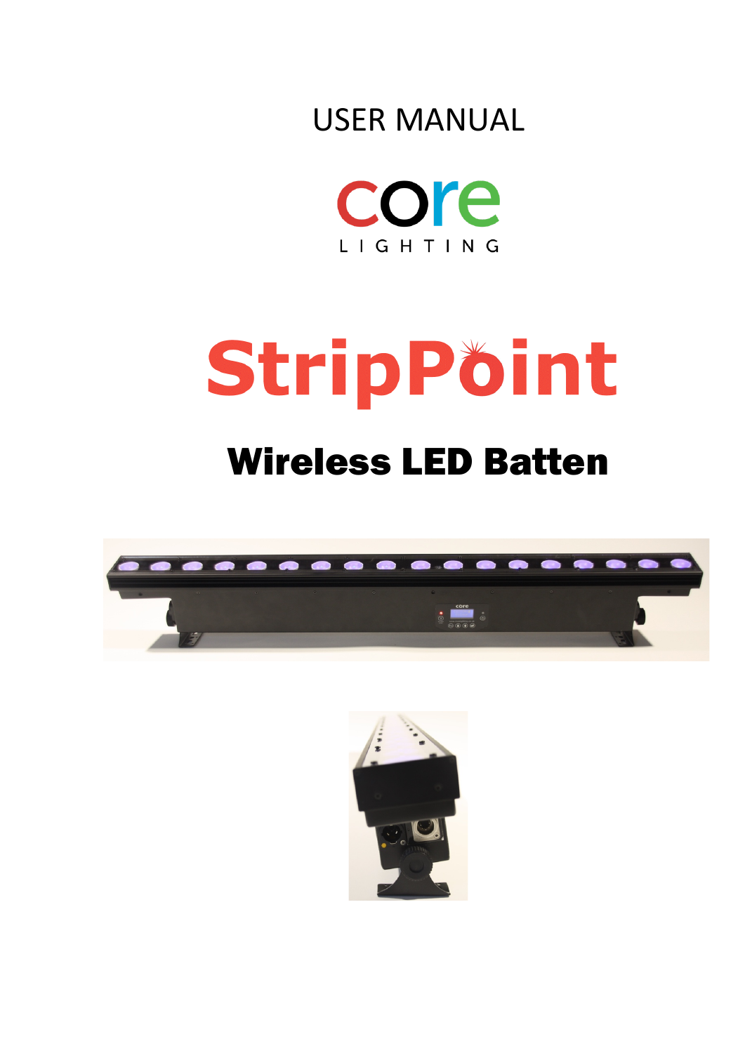USER MANUAL

core

LIGHTING

# StripPoint

## Wireless LED Batten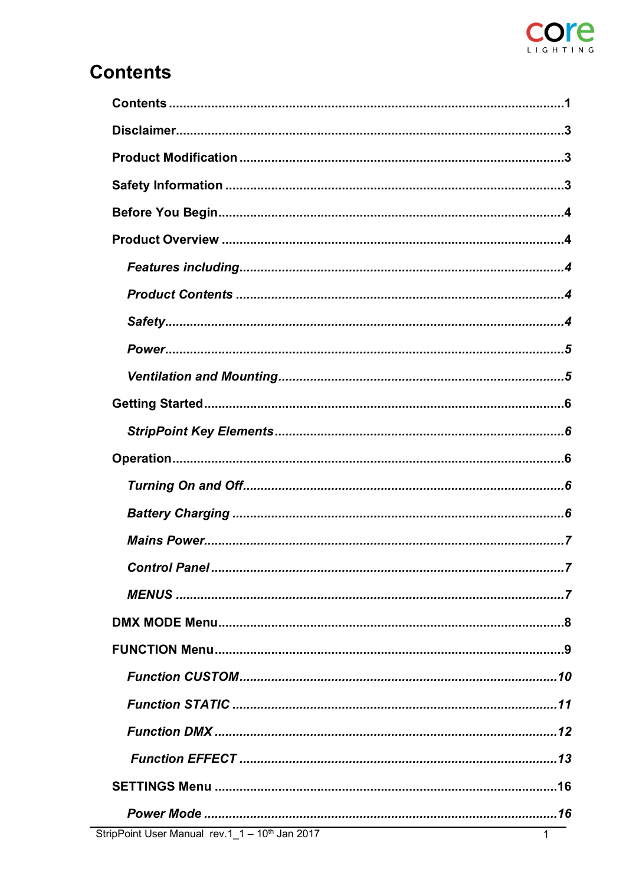# Contents

**Contents** ..............................................................................................1

**Disclaimer**..............................................................................................3

**Product Modification** ................................................................................3

**Safety Information** ...................................................................................3

**Before You Begin**......................................................................................4

**Product Overview** .....................................................................................4

  ***Features including***.............................................................................4

  ***Product Contents*** ...............................................................................4

  ***Safety***................................................................................................4

  ***Power***.................................................................................................5

  ***Ventilation and Mounting***...................................................................5

**Getting Started**.........................................................................................6

  ***StripPoint Key Elements***....................................................................6

**Operation**.................................................................................................6

  ***Turning On and Off***............................................................................6

  ***Battery Charging*** ................................................................................6

  ***Mains Power***.......................................................................................7

  ***Control Panel*** .....................................................................................7

  ***MENUS*** ...............................................................................................7

**DMX MODE Menu**......................................................................................8

**FUNCTION Menu**.......................................................................................9

  ***Function CUSTOM***............................................................................10

  ***Function STATIC*** ..............................................................................11

  ***Function DMX*** ...................................................................................12

  ***Function EFFECT*** ..............................................................................13

**SETTINGS Menu** ......................................................................................16

  ***Power Mode*** ......................................................................................16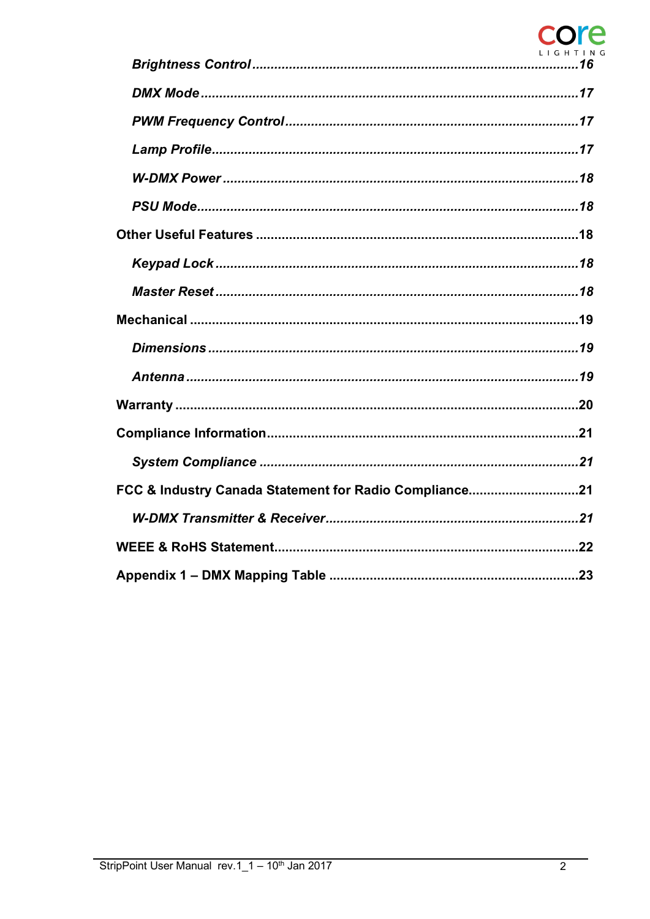*Brightness Control* ........................................................................................ *16*

*DMX Mode* ..................................................................................................... *17*

*PWM Frequency Control* ............................................................................... *17*

*Lamp Profile* .................................................................................................. *17*

*W-DMX Power* ............................................................................................... *18*

*PSU Mode* ...................................................................................................... *18*

**Other Useful Features** ...................................................................................... **18**

*Keypad Lock* ................................................................................................... *18*

*Master Reset* ................................................................................................... *18*

**Mechanical** ........................................................................................................ **19**

*Dimensions* ..................................................................................................... *19*

*Antenna* .......................................................................................................... *19*

**Warranty** ............................................................................................................ **20**

**Compliance Information** .................................................................................... **21**

*System Compliance* ....................................................................................... *21*

**FCC & Industry Canada Statement for Radio Compliance** ............................. **21**

*W-DMX Transmitter & Receiver* .................................................................... *21*

**WEEE & RoHS Statement** ................................................................................. **22**

**Appendix 1 – DMX Mapping Table** .................................................................. **23**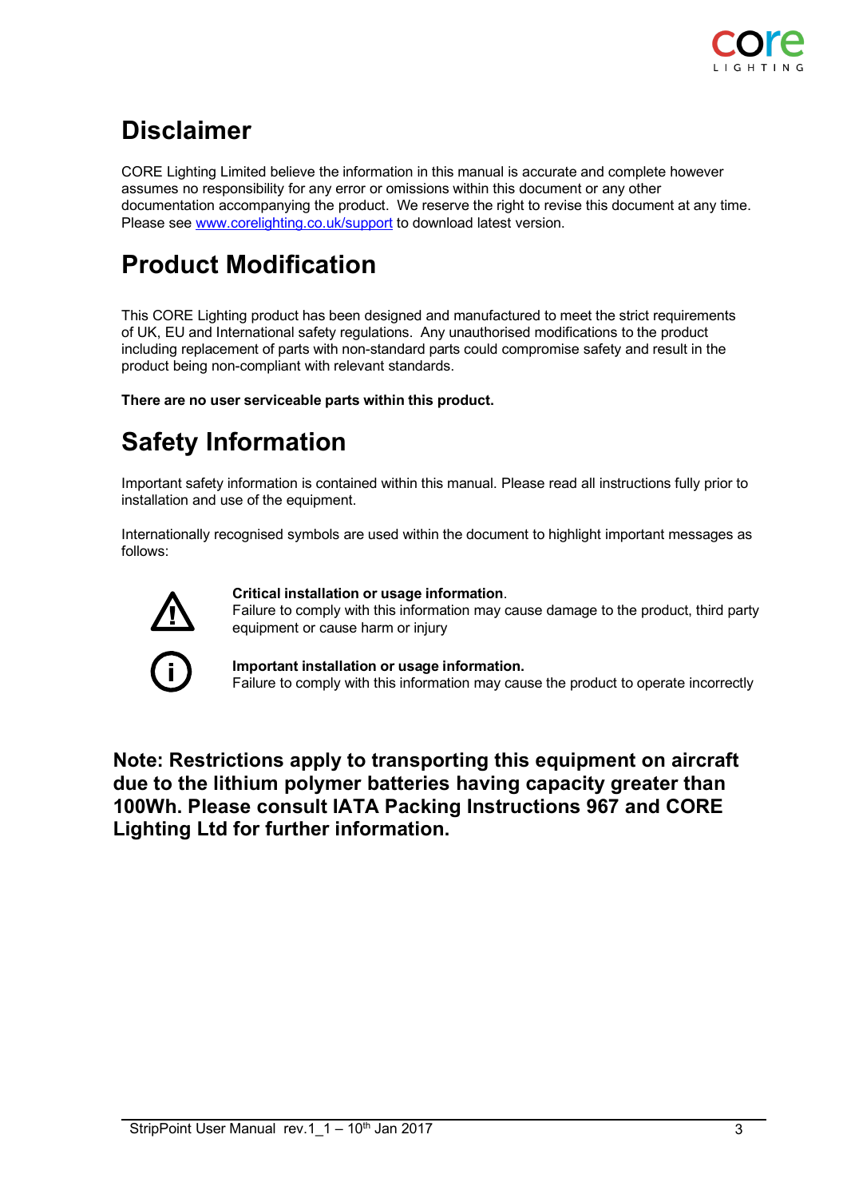# Disclaimer

CORE Lighting Limited believe the information in this manual is accurate and complete however assumes no responsibility for any error or omissions within this document or any other documentation accompanying the product. We reserve the right to revise this document at any time. Please see www.corelighting.co.uk/support to download latest version.

# Product Modification

This CORE Lighting product has been designed and manufactured to meet the strict requirements of UK, EU and International safety regulations. Any unauthorised modifications to the product including replacement of parts with non-standard parts could compromise safety and result in the product being non-compliant with relevant standards.

**There are no user serviceable parts within this product.**

# Safety Information

Important safety information is contained within this manual. Please read all instructions fully prior to installation and use of the equipment.

Internationally recognised symbols are used within the document to highlight important messages as follows:

⚠ **Critical installation or usage information**.
Failure to comply with this information may cause damage to the product, third party equipment or cause harm or injury

ⓘ **Important installation or usage information.**
Failure to comply with this information may cause the product to operate incorrectly

**Note: Restrictions apply to transporting this equipment on aircraft due to the lithium polymer batteries having capacity greater than 100Wh. Please consult IATA Packing Instructions 967 and CORE Lighting Ltd for further information.**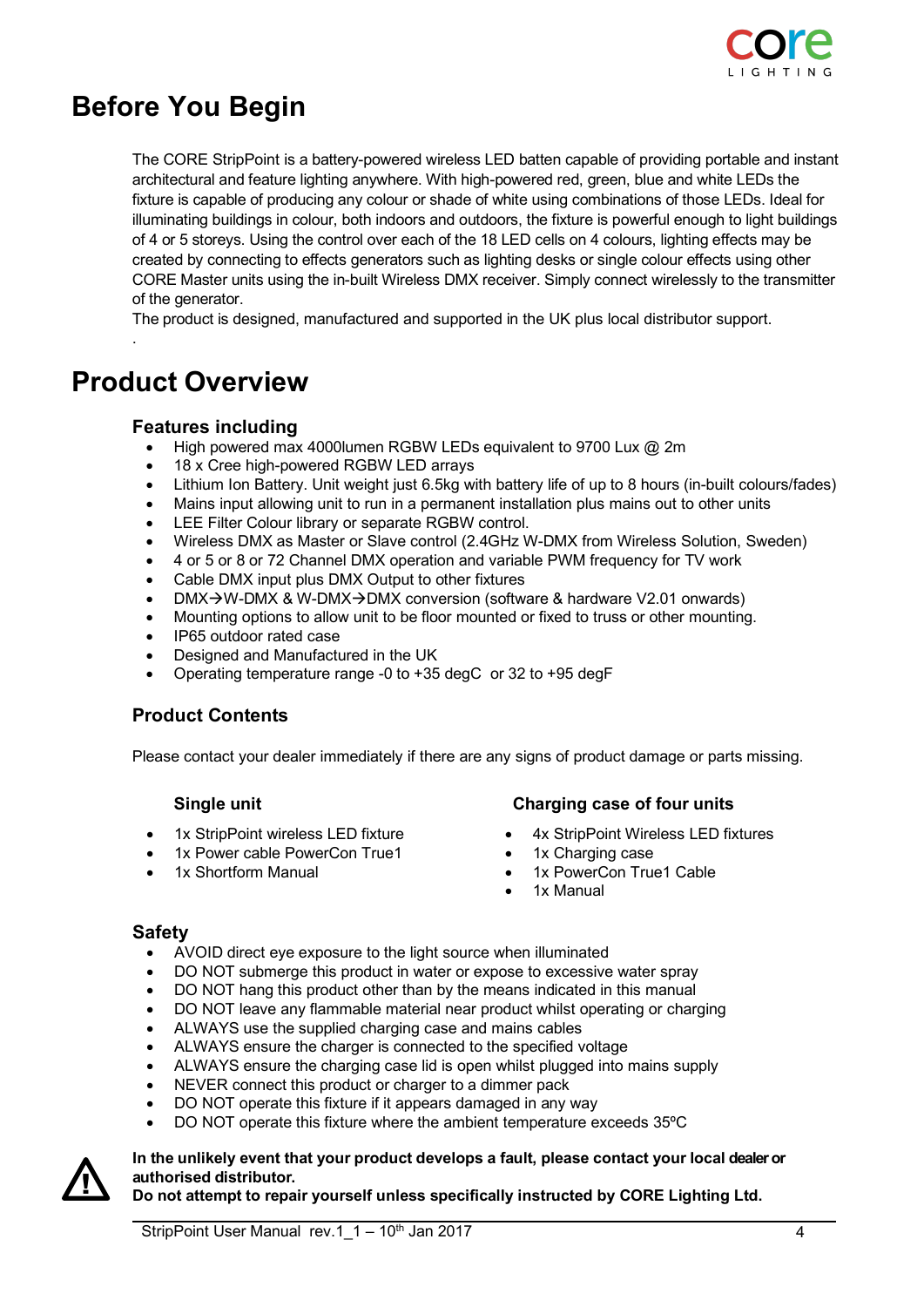# Before You Begin

The CORE StripPoint is a battery-powered wireless LED batten capable of providing portable and instant architectural and feature lighting anywhere. With high-powered red, green, blue and white LEDs the fixture is capable of producing any colour or shade of white using combinations of those LEDs. Ideal for illuminating buildings in colour, both indoors and outdoors, the fixture is powerful enough to light buildings of 4 or 5 storeys. Using the control over each of the 18 LED cells on 4 colours, lighting effects may be created by connecting to effects generators such as lighting desks or single colour effects using other CORE Master units using the in-built Wireless DMX receiver. Simply connect wirelessly to the transmitter of the generator.

The product is designed, manufactured and supported in the UK plus local distributor support.

.

# Product Overview

## Features including

- High powered max 4000lumen RGBW LEDs equivalent to 9700 Lux @ 2m
- 18 x Cree high-powered RGBW LED arrays
- Lithium Ion Battery. Unit weight just 6.5kg with battery life of up to 8 hours (in-built colours/fades)
- Mains input allowing unit to run in a permanent installation plus mains out to other units
- LEE Filter Colour library or separate RGBW control.
- Wireless DMX as Master or Slave control (2.4GHz W-DMX from Wireless Solution, Sweden)
- 4 or 5 or 8 or 72 Channel DMX operation and variable PWM frequency for TV work
- Cable DMX input plus DMX Output to other fixtures
- DMX→W-DMX & W-DMX→DMX conversion (software & hardware V2.01 onwards)
- Mounting options to allow unit to be floor mounted or fixed to truss or other mounting.
- IP65 outdoor rated case
- Designed and Manufactured in the UK
- Operating temperature range -0 to +35 degC or 32 to +95 degF

## Product Contents

Please contact your dealer immediately if there are any signs of product damage or parts missing.

### Single unit

- 1x StripPoint wireless LED fixture
- 1x Power cable PowerCon True1
- 1x Shortform Manual

### Charging case of four units

- 4x StripPoint Wireless LED fixtures
- 1x Charging case
- 1x PowerCon True1 Cable
- 1x Manual

## Safety

- AVOID direct eye exposure to the light source when illuminated
- DO NOT submerge this product in water or expose to excessive water spray
- DO NOT hang this product other than by the means indicated in this manual
- DO NOT leave any flammable material near product whilst operating or charging
- ALWAYS use the supplied charging case and mains cables
- ALWAYS ensure the charger is connected to the specified voltage
- ALWAYS ensure the charging case lid is open whilst plugged into mains supply
- NEVER connect this product or charger to a dimmer pack
- DO NOT operate this fixture if it appears damaged in any way
- DO NOT operate this fixture where the ambient temperature exceeds 35ºC

**In the unlikely event that your product develops a fault, please contact your local dealer or authorised distributor.**
**Do not attempt to repair yourself unless specifically instructed by CORE Lighting Ltd.**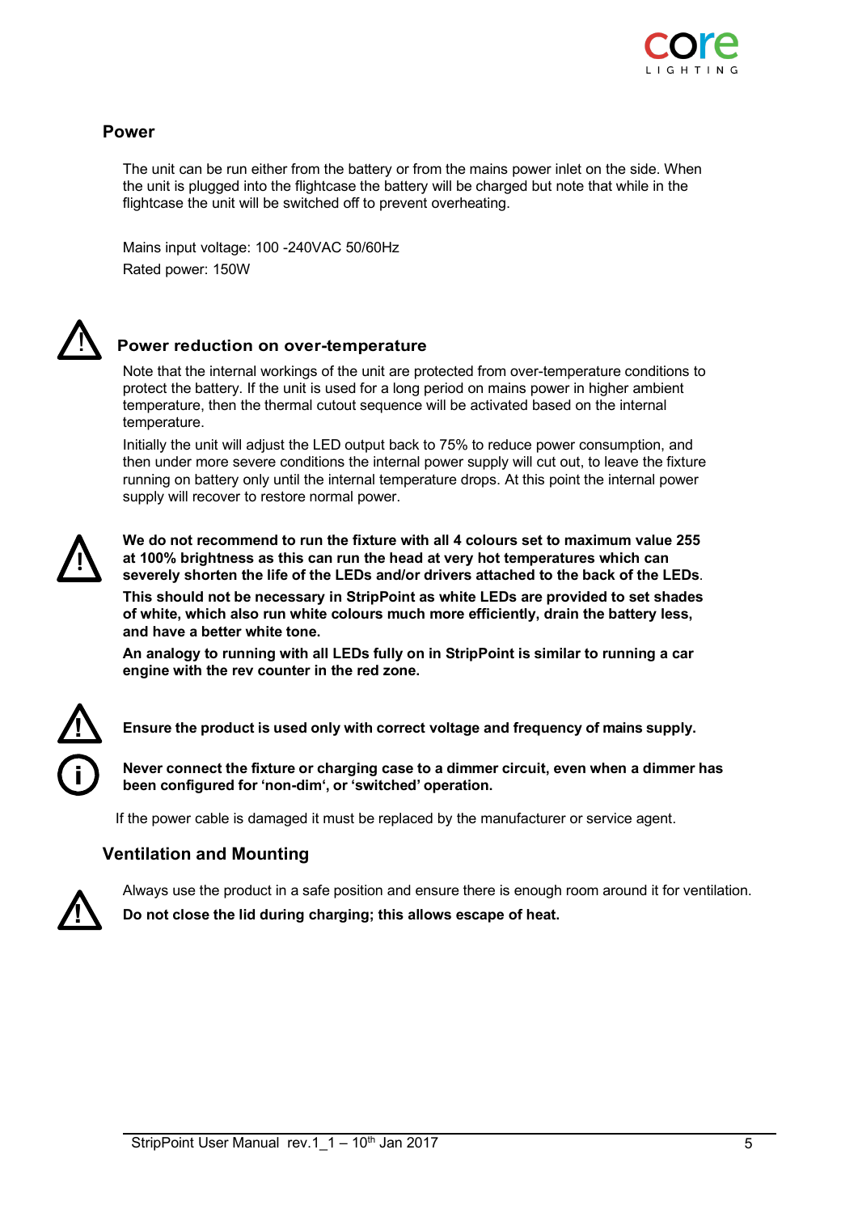## Power

The unit can be run either from the battery or from the mains power inlet on the side. When the unit is plugged into the flightcase the battery will be charged but note that while in the flightcase the unit will be switched off to prevent overheating.

Mains input voltage: 100 -240VAC 50/60Hz

Rated power: 150W

### Power reduction on over-temperature

Note that the internal workings of the unit are protected from over-temperature conditions to protect the battery. If the unit is used for a long period on mains power in higher ambient temperature, then the thermal cutout sequence will be activated based on the internal temperature.

Initially the unit will adjust the LED output back to 75% to reduce power consumption, and then under more severe conditions the internal power supply will cut out, to leave the fixture running on battery only until the internal temperature drops. At this point the internal power supply will recover to restore normal power.

**We do not recommend to run the fixture with all 4 colours set to maximum value 255 at 100% brightness as this can run the head at very hot temperatures which can severely shorten the life of the LEDs and/or drivers attached to the back of the LEDs**.

**This should not be necessary in StripPoint as white LEDs are provided to set shades of white, which also run white colours much more efficiently, drain the battery less, and have a better white tone.**

**An analogy to running with all LEDs fully on in StripPoint is similar to running a car engine with the rev counter in the red zone.**

**Ensure the product is used only with correct voltage and frequency of mains supply.**

**Never connect the fixture or charging case to a dimmer circuit, even when a dimmer has been configured for 'non-dim', or 'switched' operation.**

If the power cable is damaged it must be replaced by the manufacturer or service agent.

## Ventilation and Mounting

Always use the product in a safe position and ensure there is enough room around it for ventilation.

**Do not close the lid during charging; this allows escape of heat.**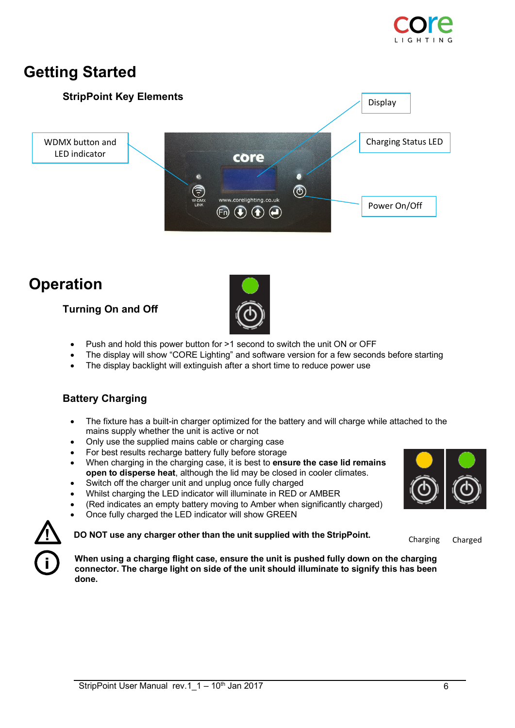// Getting Started

## StripPoint Key Elements

WDMX button and LED indicator

Display

Charging Status LED

Power On/Off

# Operation

## Turning On and Off

- Push and hold this power button for >1 second to switch the unit ON or OFF
- The display will show “CORE Lighting” and software version for a few seconds before starting
- The display backlight will extinguish after a short time to reduce power use

## Battery Charging

- The fixture has a built-in charger optimized for the battery and will charge while attached to the mains supply whether the unit is active or not
- Only use the supplied mains cable or charging case
- For best results recharge battery fully before storage
- When charging in the charging case, it is best to **ensure the case lid remains open to disperse heat**, although the lid may be closed in cooler climates.
- Switch off the charger unit and unplug once fully charged
- Whilst charging the LED indicator will illuminate in RED or AMBER
- (Red indicates an empty battery moving to Amber when significantly charged)
- Once fully charged the LED indicator will show GREEN

Charging Charged

**DO NOT use any charger other than the unit supplied with the StripPoint.**

**When using a charging flight case, ensure the unit is pushed fully down on the charging connector. The charge light on side of the unit should illuminate to signify this has been done.**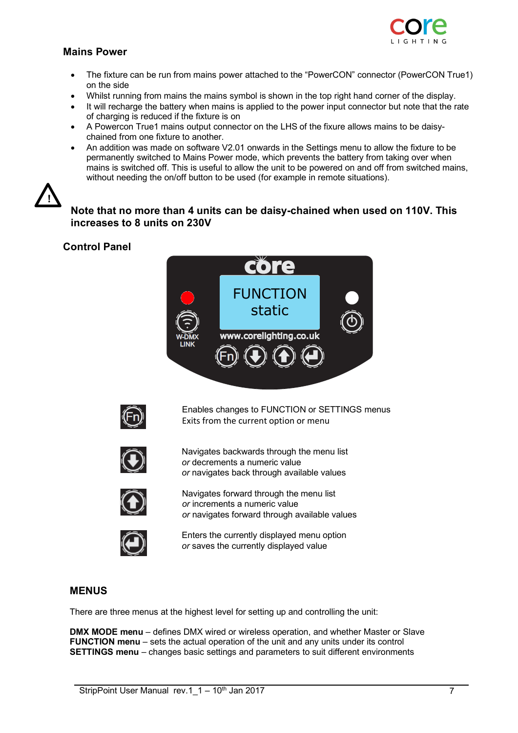## Mains Power

- The fixture can be run from mains power attached to the “PowerCON” connector (PowerCON True1) on the side
- Whilst running from mains the mains symbol is shown in the top right hand corner of the display.
- It will recharge the battery when mains is applied to the power input connector but note that the rate of charging is reduced if the fixture is on
- A Powercon True1 mains output connector on the LHS of the fixure allows mains to be daisy-chained from one fixture to another.
- An addition was made on software V2.01 onwards in the Settings menu to allow the fixture to be permanently switched to Mains Power mode, which prevents the battery from taking over when mains is switched off. This is useful to allow the unit to be powered on and off from switched mains, without needing the on/off button to be used (for example in remote situations).

**Note that no more than 4 units can be daisy-chained when used on 110V. This increases to 8 units on 230V**

## Control Panel

| Button | Function |
|---|---|
| Fn | Enables changes to FUNCTION or SETTINGS menus<br>Exits from the current option or menu |
| Down | Navigates backwards through the menu list<br>*or* decrements a numeric value<br>*or* navigates back through available values |
| Up | Navigates forward through the menu list<br>*or* increments a numeric value<br>*or* navigates forward through available values |
| Enter | Enters the currently displayed menu option<br>*or* saves the currently displayed value |

## MENUS

There are three menus at the highest level for setting up and controlling the unit:

**DMX MODE menu** – defines DMX wired or wireless operation, and whether Master or Slave
**FUNCTION menu** – sets the actual operation of the unit and any units under its control
**SETTINGS menu** – changes basic settings and parameters to suit different environments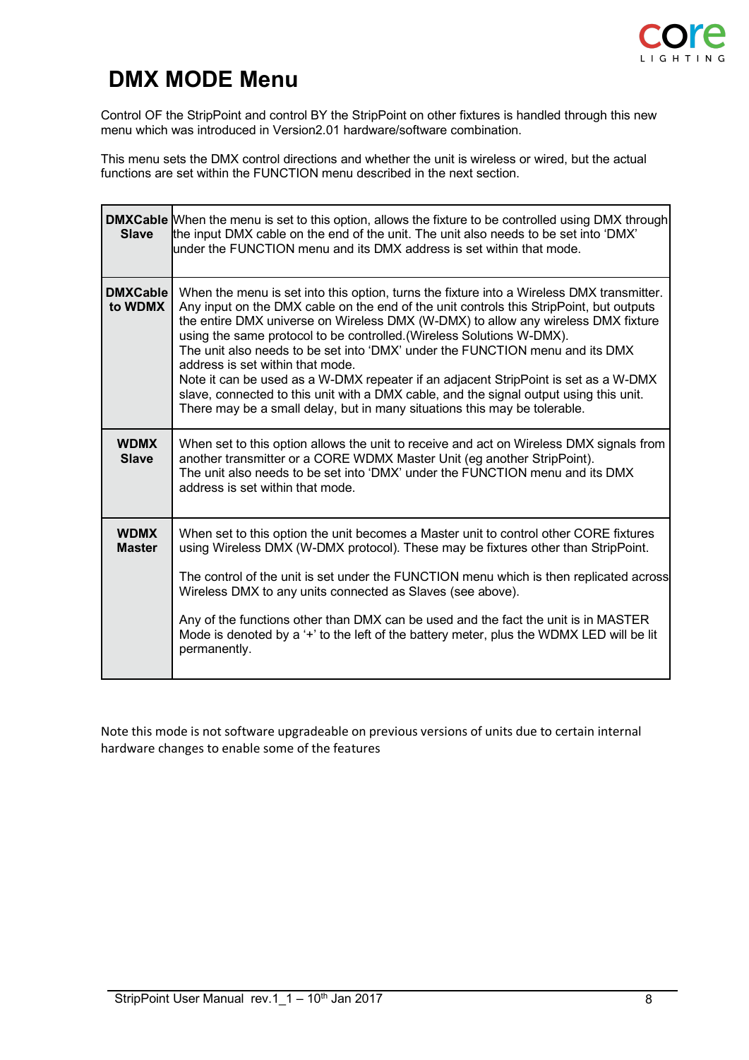# DMX MODE Menu

Control OF the StripPoint and control BY the StripPoint on other fixtures is handled through this new menu which was introduced in Version2.01 hardware/software combination.

This menu sets the DMX control directions and whether the unit is wireless or wired, but the actual functions are set within the FUNCTION menu described in the next section.

| | |
|---|---|
| **DMXCable Slave** | When the menu is set to this option, allows the fixture to be controlled using DMX through the input DMX cable on the end of the unit. The unit also needs to be set into 'DMX' under the FUNCTION menu and its DMX address is set within that mode. |
| **DMXCable to WDMX** | When the menu is set into this option, turns the fixture into a Wireless DMX transmitter. Any input on the DMX cable on the end of the unit controls this StripPoint, but outputs the entire DMX universe on Wireless DMX (W-DMX) to allow any wireless DMX fixture using the same protocol to be controlled.(Wireless Solutions W-DMX).<br>The unit also needs to be set into 'DMX' under the FUNCTION menu and its DMX address is set within that mode.<br>Note it can be used as a W-DMX repeater if an adjacent StripPoint is set as a W-DMX slave, connected to this unit with a DMX cable, and the signal output using this unit. There may be a small delay, but in many situations this may be tolerable. |
| **WDMX Slave** | When set to this option allows the unit to receive and act on Wireless DMX signals from another transmitter or a CORE WDMX Master Unit (eg another StripPoint).<br>The unit also needs to be set into 'DMX' under the FUNCTION menu and its DMX address is set within that mode. |
| **WDMX Master** | When set to this option the unit becomes a Master unit to control other CORE fixtures using Wireless DMX (W-DMX protocol). These may be fixtures other than StripPoint.<br><br>The control of the unit is set under the FUNCTION menu which is then replicated across Wireless DMX to any units connected as Slaves (see above).<br><br>Any of the functions other than DMX can be used and the fact the unit is in MASTER Mode is denoted by a '+' to the left of the battery meter, plus the WDMX LED will be lit permanently. |

Note this mode is not software upgradeable on previous versions of units due to certain internal hardware changes to enable some of the features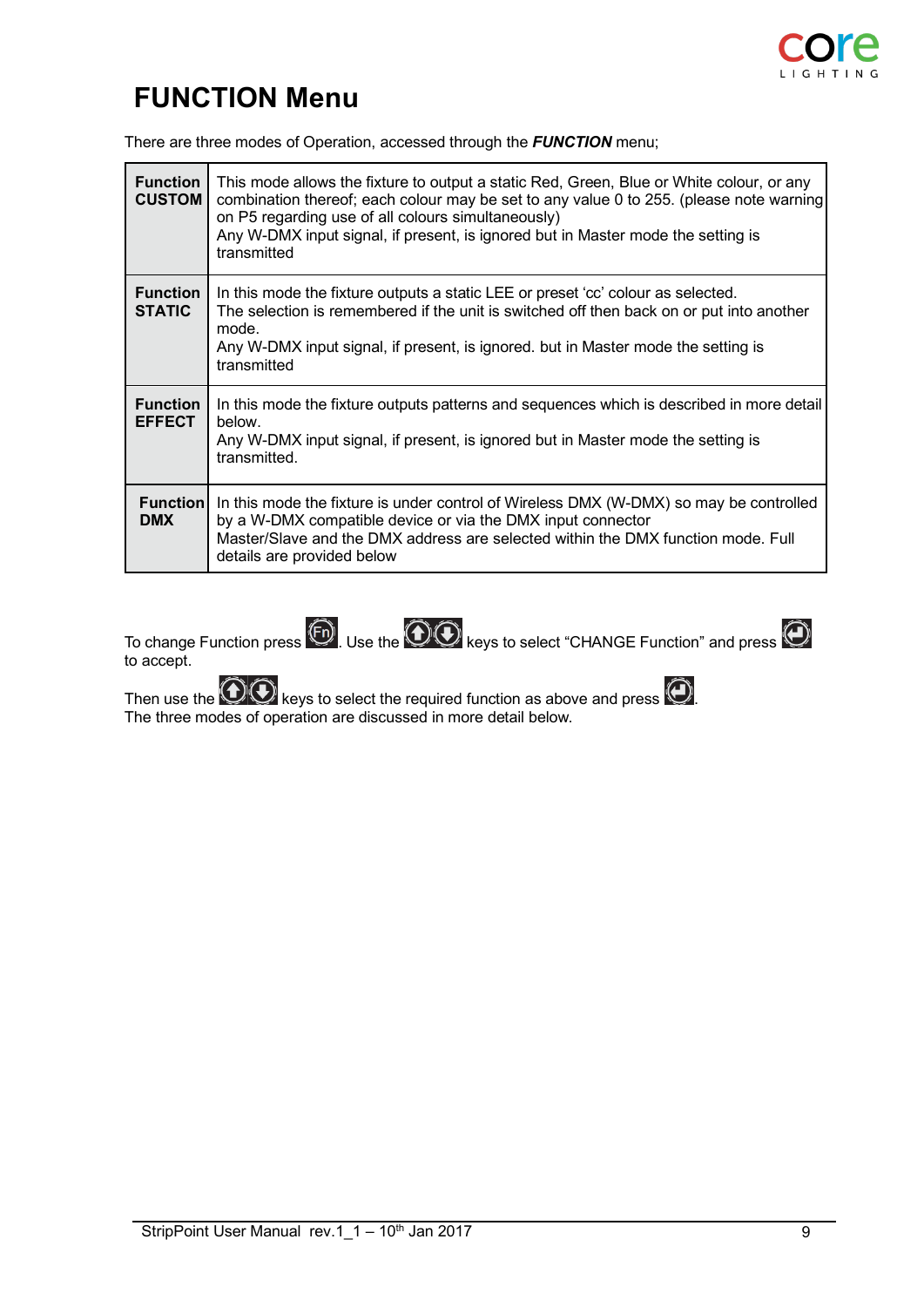# FUNCTION Menu

There are three modes of Operation, accessed through the ***FUNCTION*** menu;

| | |
|---|---|
| **Function CUSTOM** | This mode allows the fixture to output a static Red, Green, Blue or White colour, or any combination thereof; each colour may be set to any value 0 to 255. (please note warning on P5 regarding use of all colours simultaneously)<br>Any W-DMX input signal, if present, is ignored but in Master mode the setting is transmitted |
| **Function STATIC** | In this mode the fixture outputs a static LEE or preset 'cc' colour as selected.<br>The selection is remembered if the unit is switched off then back on or put into another mode.<br>Any W-DMX input signal, if present, is ignored. but in Master mode the setting is transmitted |
| **Function EFFECT** | In this mode the fixture outputs patterns and sequences which is described in more detail below.<br>Any W-DMX input signal, if present, is ignored but in Master mode the setting is transmitted. |
| **Function DMX** | In this mode the fixture is under control of Wireless DMX (W-DMX) so may be controlled by a W-DMX compatible device or via the DMX input connector<br>Master/Slave and the DMX address are selected within the DMX function mode. Full details are provided below |

To change Function press [Fn]. Use the [Up][Down] keys to select "CHANGE Function" and press [Enter] to accept.

Then use the [Up][Down] keys to select the required function as above and press [Enter].
The three modes of operation are discussed in more detail below.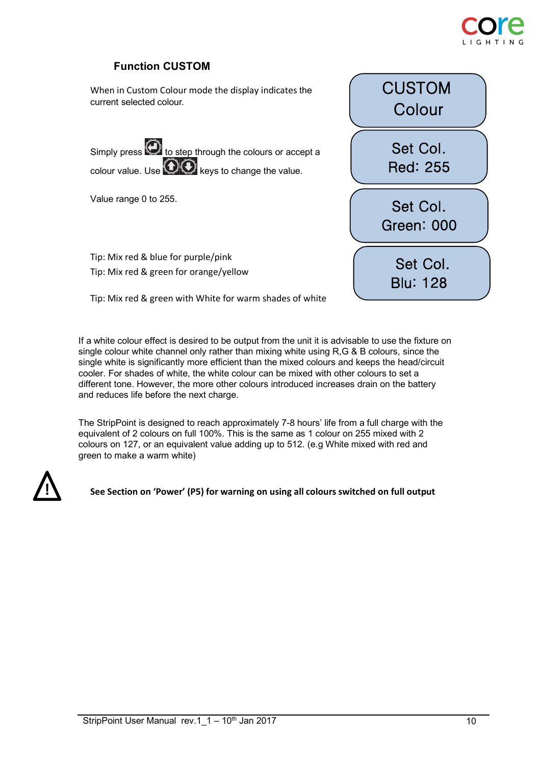## Function CUSTOM

When in Custom Colour mode the display indicates the current selected colour.

Simply press [enter] to step through the colours or accept a colour value. Use [up][down] keys to change the value.

Value range 0 to 255.

Tip: Mix red & blue for purple/pink

Tip: Mix red & green for orange/yellow

Tip: Mix red & green with White for warm shades of white

CUSTOM Colour

Set Col. Red: 255

Set Col. Green: 000

Set Col. Blu: 128

If a white colour effect is desired to be output from the unit it is advisable to use the fixture on single colour white channel only rather than mixing white using R,G & B colours, since the single white is significantly more efficient than the mixed colours and keeps the head/circuit cooler. For shades of white, the white colour can be mixed with other colours to set a different tone. However, the more other colours introduced increases drain on the battery and reduces life before the next charge.

The StripPoint is designed to reach approximately 7-8 hours' life from a full charge with the equivalent of 2 colours on full 100%. This is the same as 1 colour on 255 mixed with 2 colours on 127, or an equivalent value adding up to 512. (e.g White mixed with red and green to make a warm white)

⚠ **See Section on 'Power' (P5) for warning on using all colours switched on full output**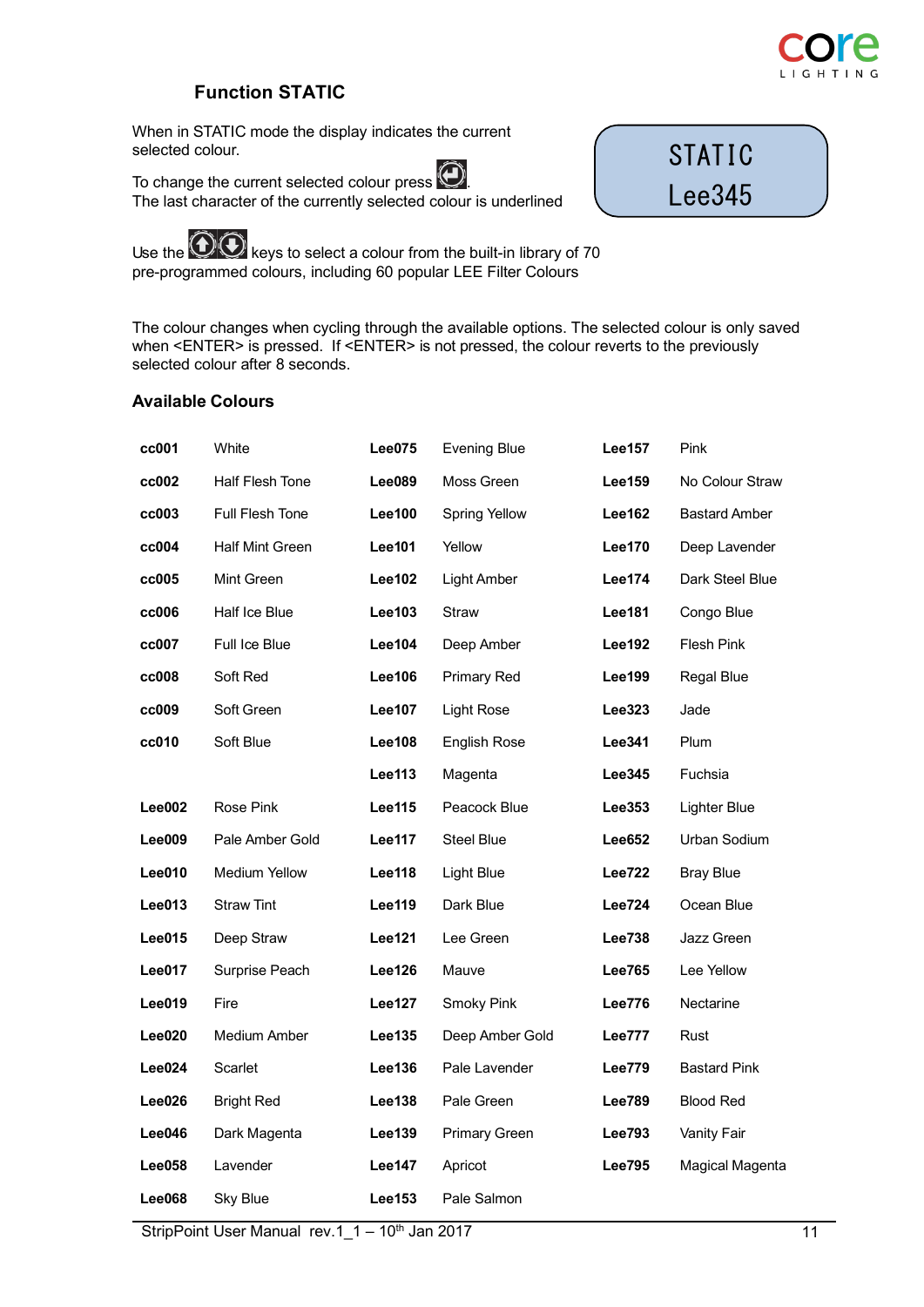## Function STATIC

When in STATIC mode the display indicates the current selected colour.

To change the current selected colour press ⏎.
The last character of the currently selected colour is underlined

```
STATIC
Lee345
```

Use the ⇧⇩ keys to select a colour from the built-in library of 70 pre-programmed colours, including 60 popular LEE Filter Colours

The colour changes when cycling through the available options. The selected colour is only saved when <ENTER> is pressed. If <ENTER> is not pressed, the colour reverts to the previously selected colour after 8 seconds.

### Available Colours

| | | | | | |
|---|---|---|---|---|---|
| **cc001** | White | **Lee075** | Evening Blue | **Lee157** | Pink |
| **cc002** | Half Flesh Tone | **Lee089** | Moss Green | **Lee159** | No Colour Straw |
| **cc003** | Full Flesh Tone | **Lee100** | Spring Yellow | **Lee162** | Bastard Amber |
| **cc004** | Half Mint Green | **Lee101** | Yellow | **Lee170** | Deep Lavender |
| **cc005** | Mint Green | **Lee102** | Light Amber | **Lee174** | Dark Steel Blue |
| **cc006** | Half Ice Blue | **Lee103** | Straw | **Lee181** | Congo Blue |
| **cc007** | Full Ice Blue | **Lee104** | Deep Amber | **Lee192** | Flesh Pink |
| **cc008** | Soft Red | **Lee106** | Primary Red | **Lee199** | Regal Blue |
| **cc009** | Soft Green | **Lee107** | Light Rose | **Lee323** | Jade |
| **cc010** | Soft Blue | **Lee108** | English Rose | **Lee341** | Plum |
| | | **Lee113** | Magenta | **Lee345** | Fuchsia |
| **Lee002** | Rose Pink | **Lee115** | Peacock Blue | **Lee353** | Lighter Blue |
| **Lee009** | Pale Amber Gold | **Lee117** | Steel Blue | **Lee652** | Urban Sodium |
| **Lee010** | Medium Yellow | **Lee118** | Light Blue | **Lee722** | Bray Blue |
| **Lee013** | Straw Tint | **Lee119** | Dark Blue | **Lee724** | Ocean Blue |
| **Lee015** | Deep Straw | **Lee121** | Lee Green | **Lee738** | Jazz Green |
| **Lee017** | Surprise Peach | **Lee126** | Mauve | **Lee765** | Lee Yellow |
| **Lee019** | Fire | **Lee127** | Smoky Pink | **Lee776** | Nectarine |
| **Lee020** | Medium Amber | **Lee135** | Deep Amber Gold | **Lee777** | Rust |
| **Lee024** | Scarlet | **Lee136** | Pale Lavender | **Lee779** | Bastard Pink |
| **Lee026** | Bright Red | **Lee138** | Pale Green | **Lee789** | Blood Red |
| **Lee046** | Dark Magenta | **Lee139** | Primary Green | **Lee793** | Vanity Fair |
| **Lee058** | Lavender | **Lee147** | Apricot | **Lee795** | Magical Magenta |
| **Lee068** | Sky Blue | **Lee153** | Pale Salmon | | |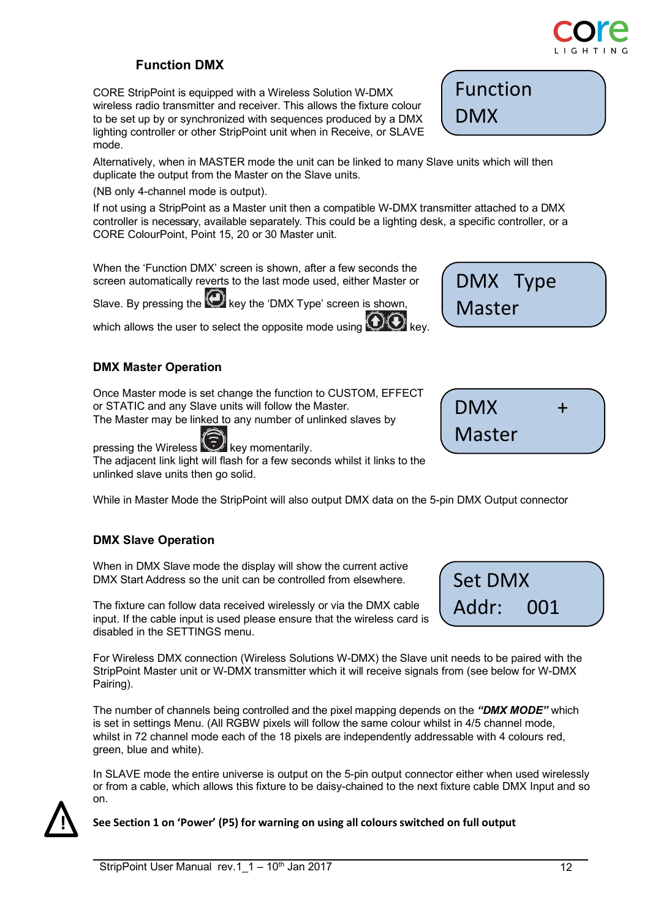## Function DMX

CORE StripPoint is equipped with a Wireless Solution W-DMX wireless radio transmitter and receiver. This allows the fixture colour to be set up by or synchronized with sequences produced by a DMX lighting controller or other StripPoint unit when in Receive, or SLAVE mode.

Function
DMX

Alternatively, when in MASTER mode the unit can be linked to many Slave units which will then duplicate the output from the Master on the Slave units.

(NB only 4-channel mode is output).

If not using a StripPoint as a Master unit then a compatible W-DMX transmitter attached to a DMX controller is necessary, available separately. This could be a lighting desk, a specific controller, or a CORE ColourPoint, Point 15, 20 or 30 Master unit.

When the 'Function DMX' screen is shown, after a few seconds the screen automatically reverts to the last mode used, either Master or Slave. By pressing the key the 'DMX Type' screen is shown, which allows the user to select the opposite mode using key.

DMX Type
Master

### DMX Master Operation

Once Master mode is set change the function to CUSTOM, EFFECT or STATIC and any Slave units will follow the Master.
The Master may be linked to any number of unlinked slaves by pressing the Wireless key momentarily.
The adjacent link light will flash for a few seconds whilst it links to the unlinked slave units then go solid.

DMX +
Master

While in Master Mode the StripPoint will also output DMX data on the 5-pin DMX Output connector

### DMX Slave Operation

When in DMX Slave mode the display will show the current active DMX Start Address so the unit can be controlled from elsewhere.

Set DMX
Addr: 001

The fixture can follow data received wirelessly or via the DMX cable input. If the cable input is used please ensure that the wireless card is disabled in the SETTINGS menu.

For Wireless DMX connection (Wireless Solutions W-DMX) the Slave unit needs to be paired with the StripPoint Master unit or W-DMX transmitter which it will receive signals from (see below for W-DMX Pairing).

The number of channels being controlled and the pixel mapping depends on the ***"DMX MODE"*** which is set in settings Menu. (All RGBW pixels will follow the same colour whilst in 4/5 channel mode, whilst in 72 channel mode each of the 18 pixels are independently addressable with 4 colours red, green, blue and white).

In SLAVE mode the entire universe is output on the 5-pin output connector either when used wirelessly or from a cable, which allows this fixture to be daisy-chained to the next fixture cable DMX Input and so on.

⚠ **See Section 1 on 'Power' (P5) for warning on using all colours switched on full output**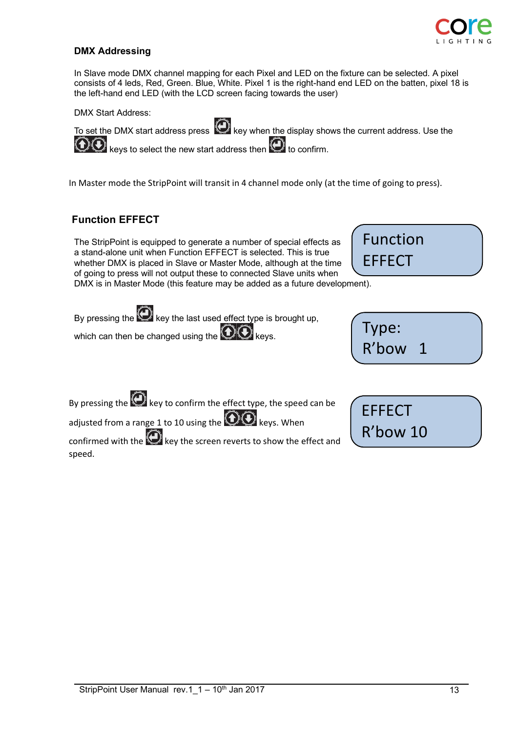## DMX Addressing

In Slave mode DMX channel mapping for each Pixel and LED on the fixture can be selected. A pixel consists of 4 leds, Red, Green. Blue, White. Pixel 1 is the right-hand end LED on the batten, pixel 18 is the left-hand end LED (with the LCD screen facing towards the user)

DMX Start Address:

To set the DMX start address press key when the display shows the current address. Use the keys to select the new start address then to confirm.

In Master mode the StripPoint will transit in 4 channel mode only (at the time of going to press).

## Function EFFECT

Function
EFFECT

The StripPoint is equipped to generate a number of special effects as a stand-alone unit when Function EFFECT is selected. This is true whether DMX is placed in Slave or Master Mode, although at the time of going to press will not output these to connected Slave units when DMX is in Master Mode (this feature may be added as a future development).

By pressing the key the last used effect type is brought up, which can then be changed using the keys.

Type:
R'bow 1

By pressing the key to confirm the effect type, the speed can be adjusted from a range 1 to 10 using the keys. When confirmed with the key the screen reverts to show the effect and speed.

EFFECT
R'bow 10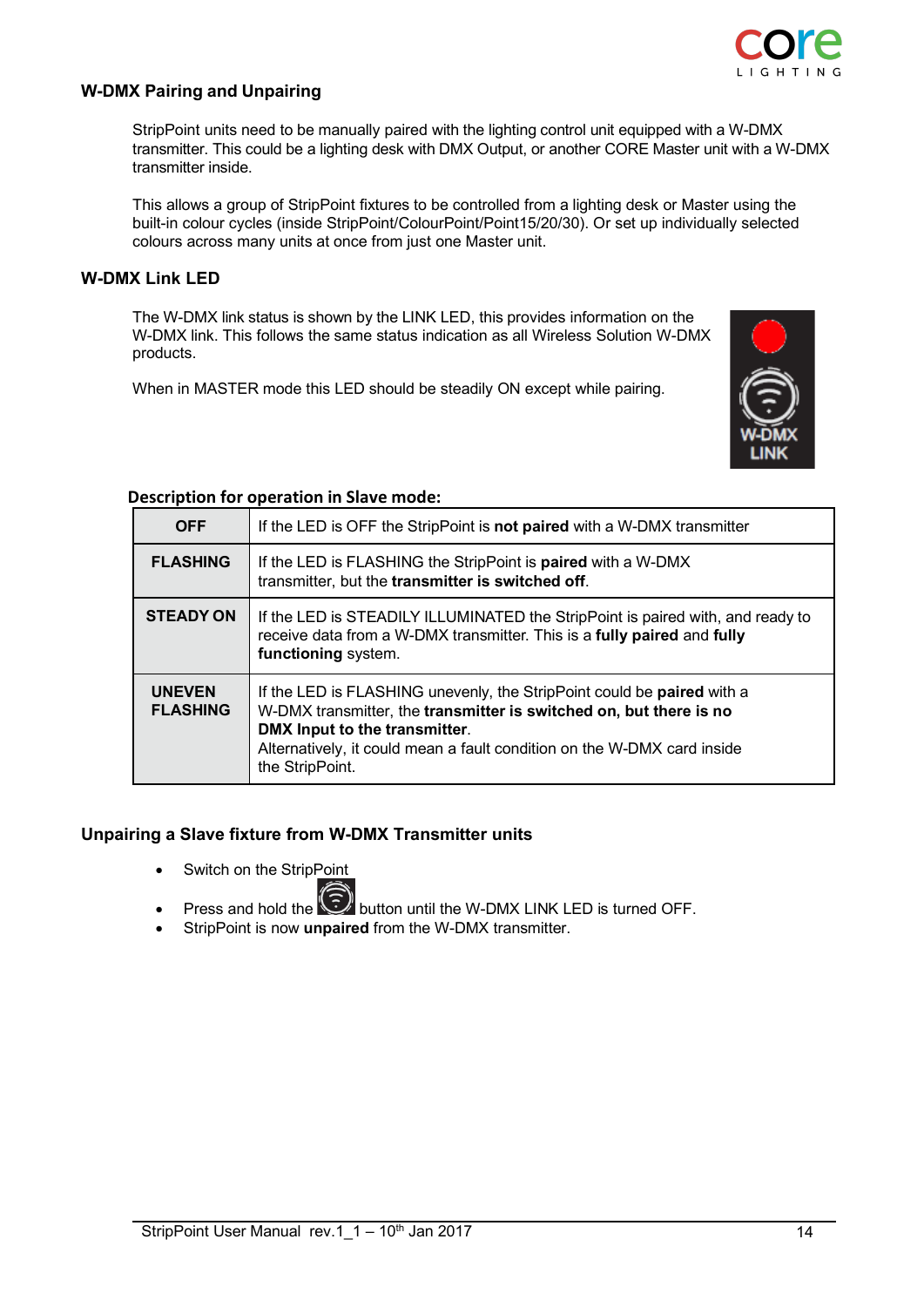## W-DMX Pairing and Unpairing

StripPoint units need to be manually paired with the lighting control unit equipped with a W-DMX transmitter. This could be a lighting desk with DMX Output, or another CORE Master unit with a W-DMX transmitter inside.

This allows a group of StripPoint fixtures to be controlled from a lighting desk or Master using the built-in colour cycles (inside StripPoint/ColourPoint/Point15/20/30). Or set up individually selected colours across many units at once from just one Master unit.

## W-DMX Link LED

The W-DMX link status is shown by the LINK LED, this provides information on the W-DMX link. This follows the same status indication as all Wireless Solution W-DMX products.

When in MASTER mode this LED should be steadily ON except while pairing.

W-DMX LINK

**Description for operation in Slave mode:**

| | |
|---|---|
| **OFF** | If the LED is OFF the StripPoint is **not paired** with a W-DMX transmitter |
| **FLASHING** | If the LED is FLASHING the StripPoint is **paired** with a W-DMX transmitter, but the **transmitter is switched off**. |
| **STEADY ON** | If the LED is STEADILY ILLUMINATED the StripPoint is paired with, and ready to receive data from a W-DMX transmitter. This is a **fully paired** and **fully functioning** system. |
| **UNEVEN FLASHING** | If the LED is FLASHING unevenly, the StripPoint could be **paired** with a W-DMX transmitter, the **transmitter is switched on, but there is no DMX Input to the transmitter**. Alternatively, it could mean a fault condition on the W-DMX card inside the StripPoint. |

## Unpairing a Slave fixture from W-DMX Transmitter units

- Switch on the StripPoint
- Press and hold the button until the W-DMX LINK LED is turned OFF.
- StripPoint is now **unpaired** from the W-DMX transmitter.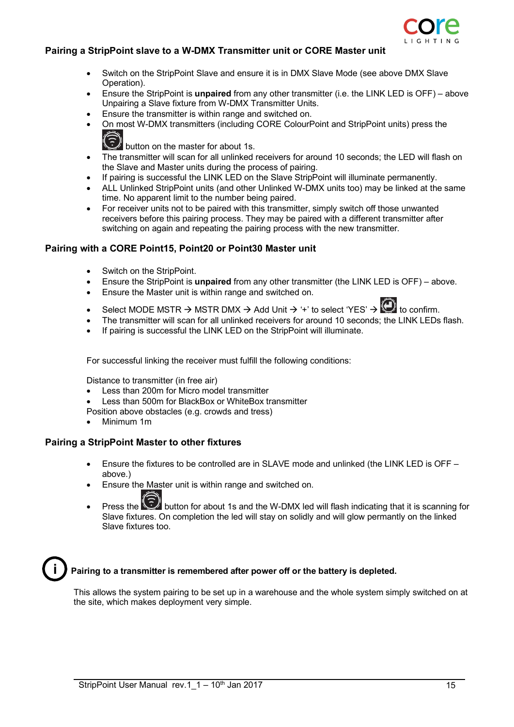## Pairing a StripPoint slave to a W-DMX Transmitter unit or CORE Master unit

- Switch on the StripPoint Slave and ensure it is in DMX Slave Mode (see above DMX Slave Operation).
- Ensure the StripPoint is **unpaired** from any other transmitter (i.e. the LINK LED is OFF) – above Unpairing a Slave fixture from W-DMX Transmitter Units.
- Ensure the transmitter is within range and switched on.
- On most W-DMX transmitters (including CORE ColourPoint and StripPoint units) press the button on the master for about 1s.
- The transmitter will scan for all unlinked receivers for around 10 seconds; the LED will flash on the Slave and Master units during the process of pairing.
- If pairing is successful the LINK LED on the Slave StripPoint will illuminate permanently.
- ALL Unlinked StripPoint units (and other Unlinked W-DMX units too) may be linked at the same time. No apparent limit to the number being paired.
- For receiver units not to be paired with this transmitter, simply switch off those unwanted receivers before this pairing process. They may be paired with a different transmitter after switching on again and repeating the pairing process with the new transmitter.

## Pairing with a CORE Point15, Point20 or Point30 Master unit

- Switch on the StripPoint.
- Ensure the StripPoint is **unpaired** from any other transmitter (the LINK LED is OFF) – above.
- Ensure the Master unit is within range and switched on.
- Select MODE MSTR → MSTR DMX → Add Unit → '+' to select 'YES' → to confirm.
- The transmitter will scan for all unlinked receivers for around 10 seconds; the LINK LEDs flash.
- If pairing is successful the LINK LED on the StripPoint will illuminate.

For successful linking the receiver must fulfill the following conditions:

Distance to transmitter (in free air)

- Less than 200m for Micro model transmitter
- Less than 500m for BlackBox or WhiteBox transmitter

Position above obstacles (e.g. crowds and tress)

- Minimum 1m

## Pairing a StripPoint Master to other fixtures

- Ensure the fixtures to be controlled are in SLAVE mode and unlinked (the LINK LED is OFF – above.)
- Ensure the Master unit is within range and switched on.
- Press the button for about 1s and the W-DMX led will flash indicating that it is scanning for Slave fixtures. On completion the led will stay on solidly and will glow permantly on the linked Slave fixtures too.

**Pairing to a transmitter is remembered after power off or the battery is depleted.**

This allows the system pairing to be set up in a warehouse and the whole system simply switched on at the site, which makes deployment very simple.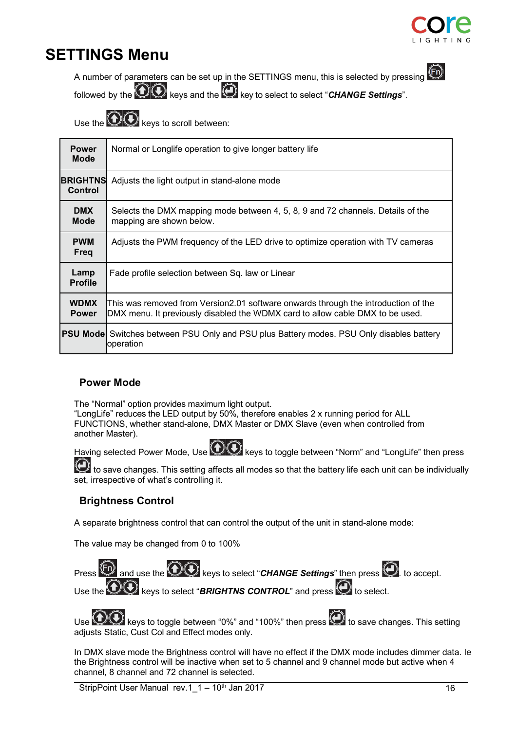# SETTINGS Menu

A number of parameters can be set up in the SETTINGS menu, this is selected by pressing Fn followed by the ⬆⬇ keys and the ↵ key to select to select "***CHANGE Settings***".

Use the ⬆⬇ keys to scroll between:

| | |
|---|---|
| **Power Mode** | Normal or Longlife operation to give longer battery life |
| **BRIGHTNS Control** | Adjusts the light output in stand-alone mode |
| **DMX Mode** | Selects the DMX mapping mode between 4, 5, 8, 9 and 72 channels. Details of the mapping are shown below. |
| **PWM Freq** | Adjusts the PWM frequency of the LED drive to optimize operation with TV cameras |
| **Lamp Profile** | Fade profile selection between Sq. law or Linear |
| **WDMX Power** | This was removed from Version2.01 software onwards through the introduction of the DMX menu. It previously disabled the WDMX card to allow cable DMX to be used. |
| **PSU Mode** | Switches between PSU Only and PSU plus Battery modes. PSU Only disables battery operation |

## Power Mode

The "Normal" option provides maximum light output.
"LongLife" reduces the LED output by 50%, therefore enables 2 x running period for ALL FUNCTIONS, whether stand-alone, DMX Master or DMX Slave (even when controlled from another Master).

Having selected Power Mode, Use ⬆⬇ keys to toggle between "Norm" and "LongLife" then press ↵ to save changes. This setting affects all modes so that the battery life each unit can be individually set, irrespective of what's controlling it.

## Brightness Control

A separate brightness control that can control the output of the unit in stand-alone mode:

The value may be changed from 0 to 100%

Press Fn and use the ⬆⬇ keys to select "***CHANGE Settings***" then press ↵ to accept.
Use the ⬆⬇ keys to select "***BRIGHTNS CONTROL***" and press ↵ to select.

Use ⬆⬇ keys to toggle between "0%" and "100%" then press ↵ to save changes. This setting adjusts Static, Cust Col and Effect modes only.

In DMX slave mode the Brightness control will have no effect if the DMX mode includes dimmer data. Ie the Brightness control will be inactive when set to 5 channel and 9 channel mode but active when 4 channel, 8 channel and 72 channel is selected.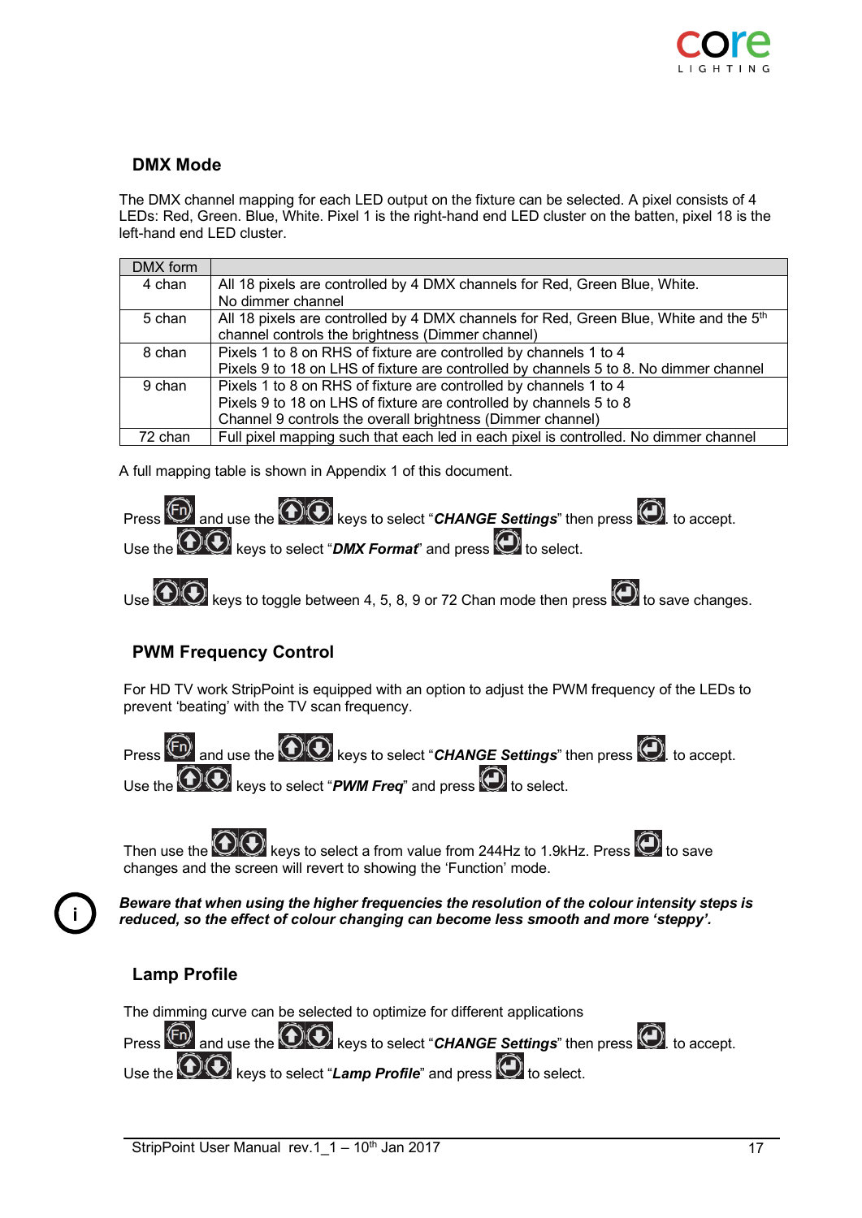## DMX Mode

The DMX channel mapping for each LED output on the fixture can be selected. A pixel consists of 4 LEDs: Red, Green. Blue, White. Pixel 1 is the right-hand end LED cluster on the batten, pixel 18 is the left-hand end LED cluster.

| DMX form | |
|---|---|
| 4 chan | All 18 pixels are controlled by 4 DMX channels for Red, Green Blue, White. No dimmer channel |
| 5 chan | All 18 pixels are controlled by 4 DMX channels for Red, Green Blue, White and the 5th channel controls the brightness (Dimmer channel) |
| 8 chan | Pixels 1 to 8 on RHS of fixture are controlled by channels 1 to 4<br>Pixels 9 to 18 on LHS of fixture are controlled by channels 5 to 8. No dimmer channel |
| 9 chan | Pixels 1 to 8 on RHS of fixture are controlled by channels 1 to 4<br>Pixels 9 to 18 on LHS of fixture are controlled by channels 5 to 8<br>Channel 9 controls the overall brightness (Dimmer channel) |
| 72 chan | Full pixel mapping such that each led in each pixel is controlled. No dimmer channel |

A full mapping table is shown in Appendix 1 of this document.

Press Fn and use the ⇧⇩ keys to select "***CHANGE Settings***" then press ↵ to accept.
Use the ⇧⇩ keys to select "***DMX Format***" and press ↵ to select.

Use ⇧⇩ keys to toggle between 4, 5, 8, 9 or 72 Chan mode then press ↵ to save changes.

## PWM Frequency Control

For HD TV work StripPoint is equipped with an option to adjust the PWM frequency of the LEDs to prevent 'beating' with the TV scan frequency.

Press Fn and use the ⇧⇩ keys to select "***CHANGE Settings***" then press ↵ to accept.
Use the ⇧⇩ keys to select "***PWM Freq***" and press ↵ to select.

Then use the ⇧⇩ keys to select a from value from 244Hz to 1.9kHz. Press ↵ to save changes and the screen will revert to showing the 'Function' mode.

***Beware that when using the higher frequencies the resolution of the colour intensity steps is reduced, so the effect of colour changing can become less smooth and more 'steppy'.***

## Lamp Profile

The dimming curve can be selected to optimize for different applications

Press Fn and use the ⇧⇩ keys to select "***CHANGE Settings***" then press ↵ to accept.
Use the ⇧⇩ keys to select "***Lamp Profile***" and press ↵ to select.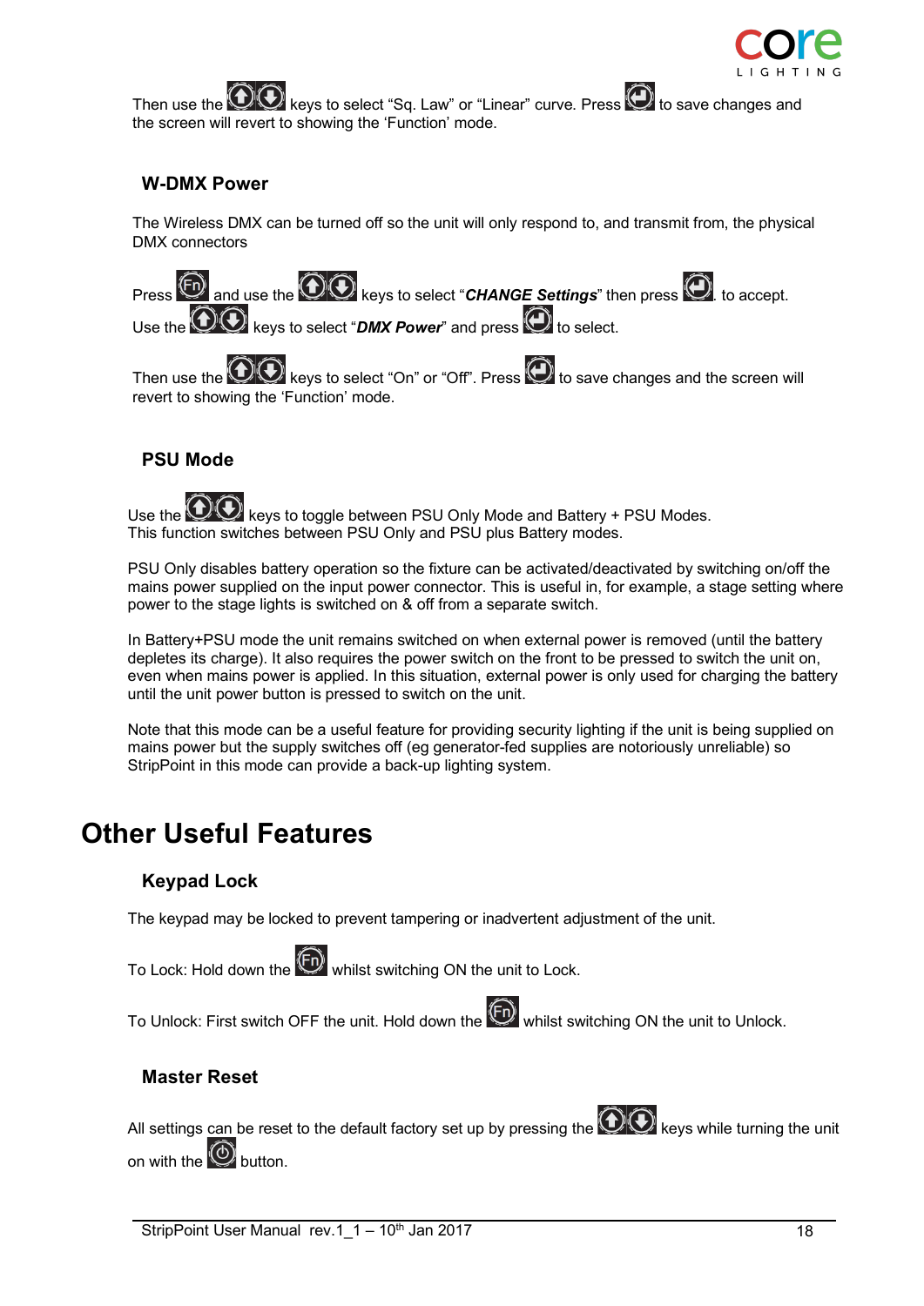Then use the keys to select "Sq. Law" or "Linear" curve. Press to save changes and the screen will revert to showing the 'Function' mode.

### W-DMX Power

The Wireless DMX can be turned off so the unit will only respond to, and transmit from, the physical DMX connectors

Press and use the keys to select "***CHANGE Settings***" then press . to accept.

Use the keys to select "***DMX Power***" and press to select.

Then use the keys to select "On" or "Off". Press to save changes and the screen will revert to showing the 'Function' mode.

### PSU Mode

Use the keys to toggle between PSU Only Mode and Battery + PSU Modes.
This function switches between PSU Only and PSU plus Battery modes.

PSU Only disables battery operation so the fixture can be activated/deactivated by switching on/off the mains power supplied on the input power connector. This is useful in, for example, a stage setting where power to the stage lights is switched on & off from a separate switch.

In Battery+PSU mode the unit remains switched on when external power is removed (until the battery depletes its charge). It also requires the power switch on the front to be pressed to switch the unit on, even when mains power is applied. In this situation, external power is only used for charging the battery until the unit power button is pressed to switch on the unit.

Note that this mode can be a useful feature for providing security lighting if the unit is being supplied on mains power but the supply switches off (eg generator-fed supplies are notoriously unreliable) so StripPoint in this mode can provide a back-up lighting system.

## Other Useful Features

### Keypad Lock

The keypad may be locked to prevent tampering or inadvertent adjustment of the unit.

To Lock: Hold down the whilst switching ON the unit to Lock.

To Unlock: First switch OFF the unit. Hold down the whilst switching ON the unit to Unlock.

### Master Reset

All settings can be reset to the default factory set up by pressing the keys while turning the unit on with the button.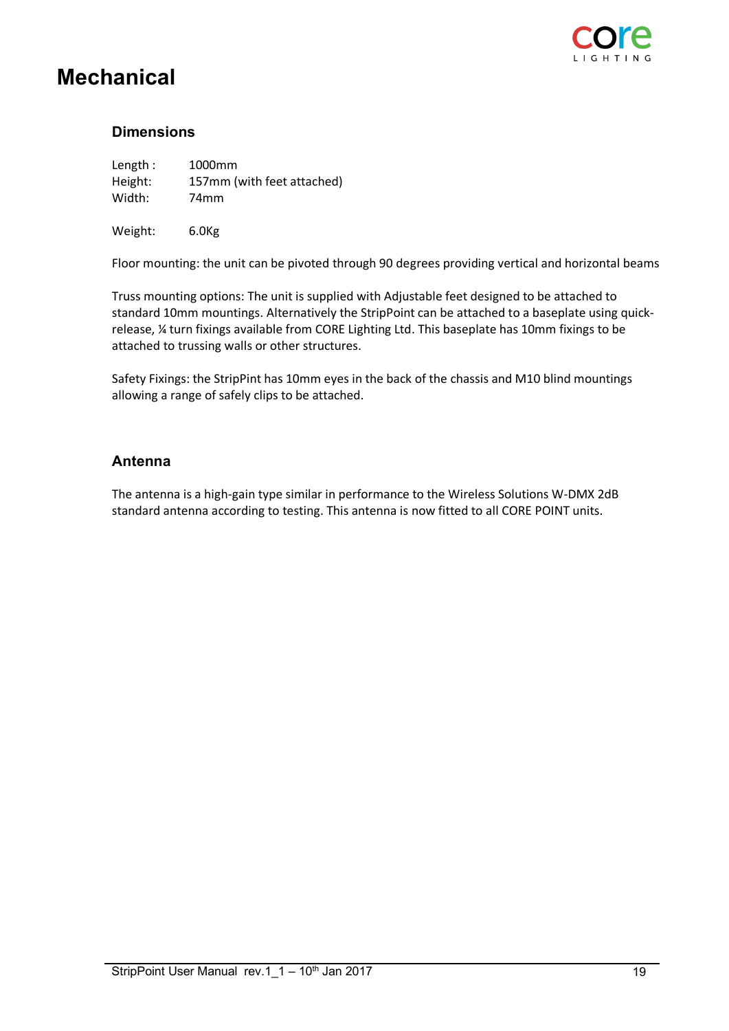# Mechanical

## Dimensions

Length : 1000mm
Height: 157mm (with feet attached)
Width: 74mm

Weight: 6.0Kg

Floor mounting: the unit can be pivoted through 90 degrees providing vertical and horizontal beams

Truss mounting options: The unit is supplied with Adjustable feet designed to be attached to standard 10mm mountings. Alternatively the StripPoint can be attached to a baseplate using quick-release, ¼ turn fixings available from CORE Lighting Ltd. This baseplate has 10mm fixings to be attached to trussing walls or other structures.

Safety Fixings: the StripPint has 10mm eyes in the back of the chassis and M10 blind mountings allowing a range of safely clips to be attached.

## Antenna

The antenna is a high-gain type similar in performance to the Wireless Solutions W-DMX 2dB standard antenna according to testing. This antenna is now fitted to all CORE POINT units.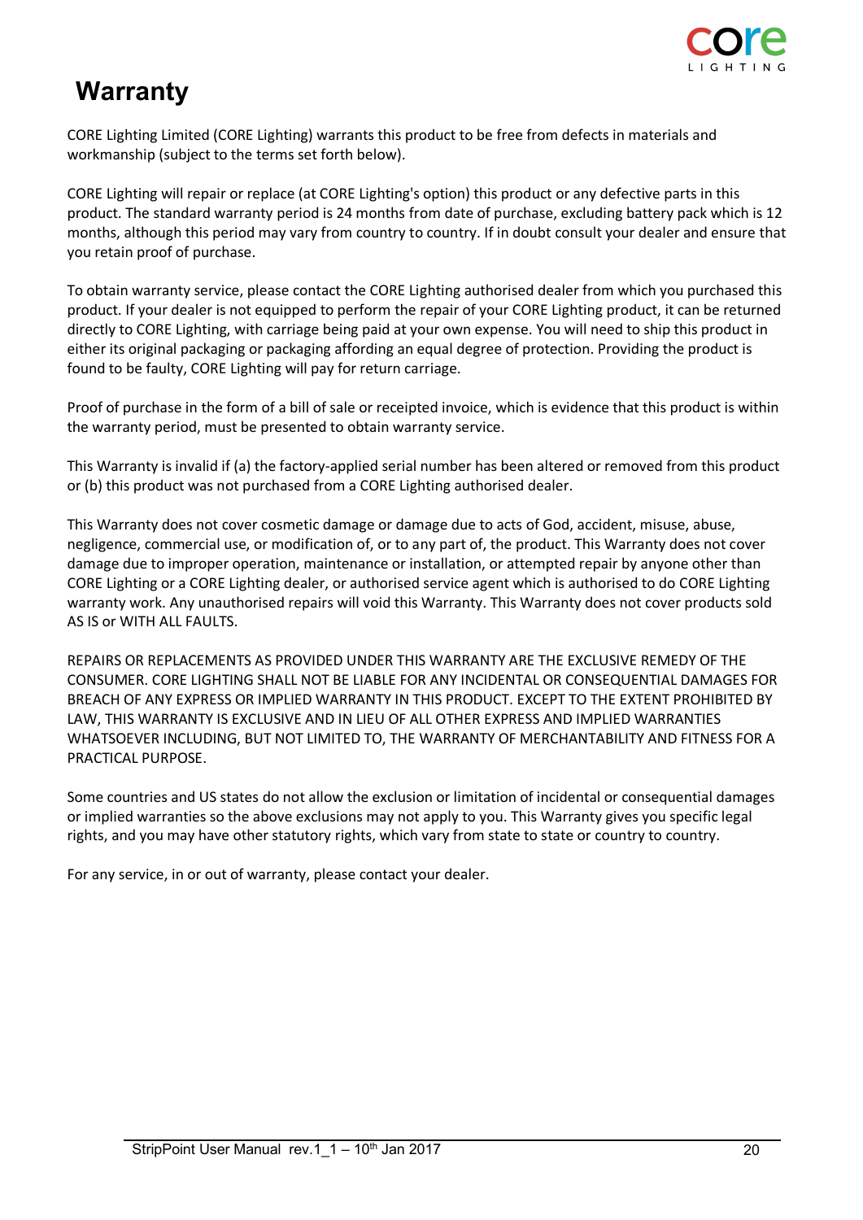# Warranty

CORE Lighting Limited (CORE Lighting) warrants this product to be free from defects in materials and workmanship (subject to the terms set forth below).

CORE Lighting will repair or replace (at CORE Lighting's option) this product or any defective parts in this product. The standard warranty period is 24 months from date of purchase, excluding battery pack which is 12 months, although this period may vary from country to country. If in doubt consult your dealer and ensure that you retain proof of purchase.

To obtain warranty service, please contact the CORE Lighting authorised dealer from which you purchased this product. If your dealer is not equipped to perform the repair of your CORE Lighting product, it can be returned directly to CORE Lighting, with carriage being paid at your own expense. You will need to ship this product in either its original packaging or packaging affording an equal degree of protection. Providing the product is found to be faulty, CORE Lighting will pay for return carriage.

Proof of purchase in the form of a bill of sale or receipted invoice, which is evidence that this product is within the warranty period, must be presented to obtain warranty service.

This Warranty is invalid if (a) the factory-applied serial number has been altered or removed from this product or (b) this product was not purchased from a CORE Lighting authorised dealer.

This Warranty does not cover cosmetic damage or damage due to acts of God, accident, misuse, abuse, negligence, commercial use, or modification of, or to any part of, the product. This Warranty does not cover damage due to improper operation, maintenance or installation, or attempted repair by anyone other than CORE Lighting or a CORE Lighting dealer, or authorised service agent which is authorised to do CORE Lighting warranty work. Any unauthorised repairs will void this Warranty. This Warranty does not cover products sold AS IS or WITH ALL FAULTS.

REPAIRS OR REPLACEMENTS AS PROVIDED UNDER THIS WARRANTY ARE THE EXCLUSIVE REMEDY OF THE CONSUMER. CORE LIGHTING SHALL NOT BE LIABLE FOR ANY INCIDENTAL OR CONSEQUENTIAL DAMAGES FOR BREACH OF ANY EXPRESS OR IMPLIED WARRANTY IN THIS PRODUCT. EXCEPT TO THE EXTENT PROHIBITED BY LAW, THIS WARRANTY IS EXCLUSIVE AND IN LIEU OF ALL OTHER EXPRESS AND IMPLIED WARRANTIES WHATSOEVER INCLUDING, BUT NOT LIMITED TO, THE WARRANTY OF MERCHANTABILITY AND FITNESS FOR A PRACTICAL PURPOSE.

Some countries and US states do not allow the exclusion or limitation of incidental or consequential damages or implied warranties so the above exclusions may not apply to you. This Warranty gives you specific legal rights, and you may have other statutory rights, which vary from state to state or country to country.

For any service, in or out of warranty, please contact your dealer.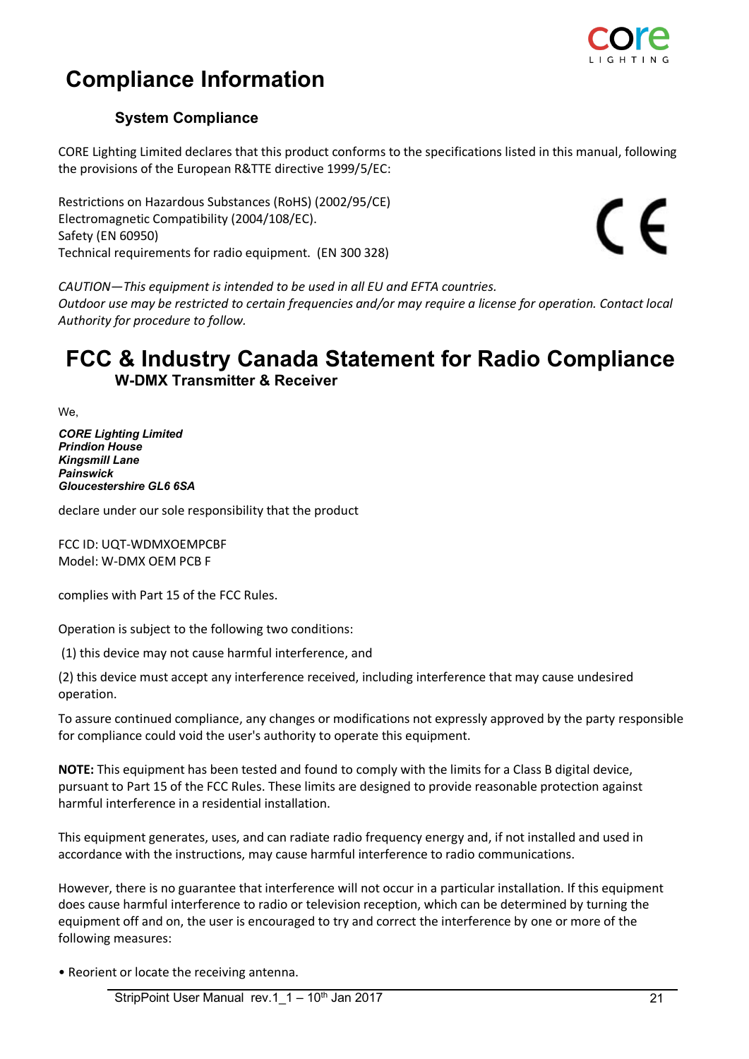# Compliance Information

### System Compliance

CORE Lighting Limited declares that this product conforms to the specifications listed in this manual, following the provisions of the European R&TTE directive 1999/5/EC:

Restrictions on Hazardous Substances (RoHS) (2002/95/CE)
Electromagnetic Compatibility (2004/108/EC).
Safety (EN 60950)
Technical requirements for radio equipment. (EN 300 328)

*CAUTION—This equipment is intended to be used in all EU and EFTA countries.*
*Outdoor use may be restricted to certain frequencies and/or may require a license for operation. Contact local Authority for procedure to follow.*

# FCC & Industry Canada Statement for Radio Compliance

### W-DMX Transmitter & Receiver

We,

***CORE Lighting Limited***
***Prindion House***
***Kingsmill Lane***
***Painswick***
***Gloucestershire GL6 6SA***

declare under our sole responsibility that the product

FCC ID: UQT-WDMXOEMPCBF
Model: W-DMX OEM PCB F

complies with Part 15 of the FCC Rules.

Operation is subject to the following two conditions:

(1) this device may not cause harmful interference, and

(2) this device must accept any interference received, including interference that may cause undesired operation.

To assure continued compliance, any changes or modifications not expressly approved by the party responsible for compliance could void the user's authority to operate this equipment.

**NOTE:** This equipment has been tested and found to comply with the limits for a Class B digital device, pursuant to Part 15 of the FCC Rules. These limits are designed to provide reasonable protection against harmful interference in a residential installation.

This equipment generates, uses, and can radiate radio frequency energy and, if not installed and used in accordance with the instructions, may cause harmful interference to radio communications.

However, there is no guarantee that interference will not occur in a particular installation. If this equipment does cause harmful interference to radio or television reception, which can be determined by turning the equipment off and on, the user is encouraged to try and correct the interference by one or more of the following measures:

- Reorient or locate the receiving antenna.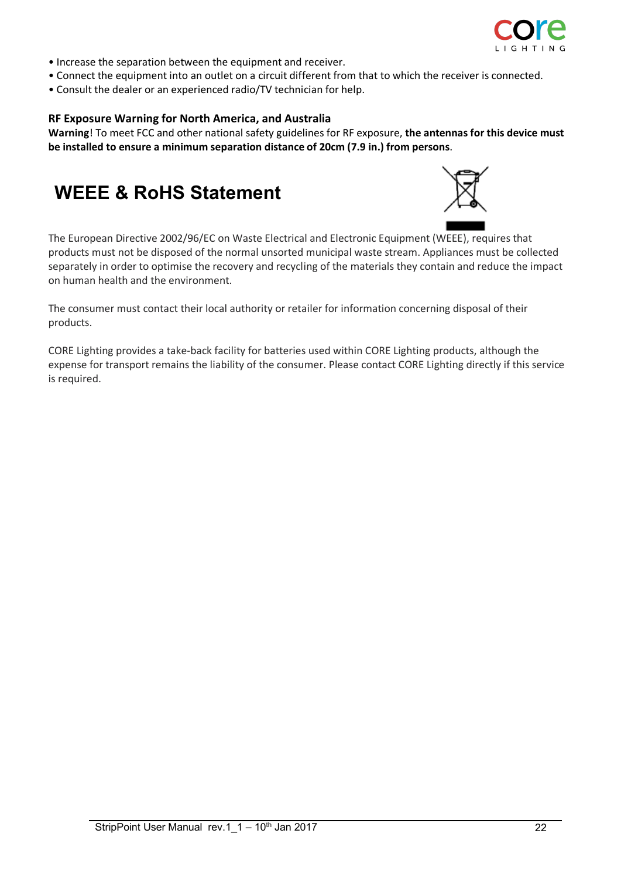- Increase the separation between the equipment and receiver.
- Connect the equipment into an outlet on a circuit different from that to which the receiver is connected.
- Consult the dealer or an experienced radio/TV technician for help.

**RF Exposure Warning for North America, and Australia**

**Warning**! To meet FCC and other national safety guidelines for RF exposure, **the antennas for this device must be installed to ensure a minimum separation distance of 20cm (7.9 in.) from persons**.

# WEEE & RoHS Statement

The European Directive 2002/96/EC on Waste Electrical and Electronic Equipment (WEEE), requires that products must not be disposed of the normal unsorted municipal waste stream. Appliances must be collected separately in order to optimise the recovery and recycling of the materials they contain and reduce the impact on human health and the environment.

The consumer must contact their local authority or retailer for information concerning disposal of their products.

CORE Lighting provides a take-back facility for batteries used within CORE Lighting products, although the expense for transport remains the liability of the consumer. Please contact CORE Lighting directly if this service is required.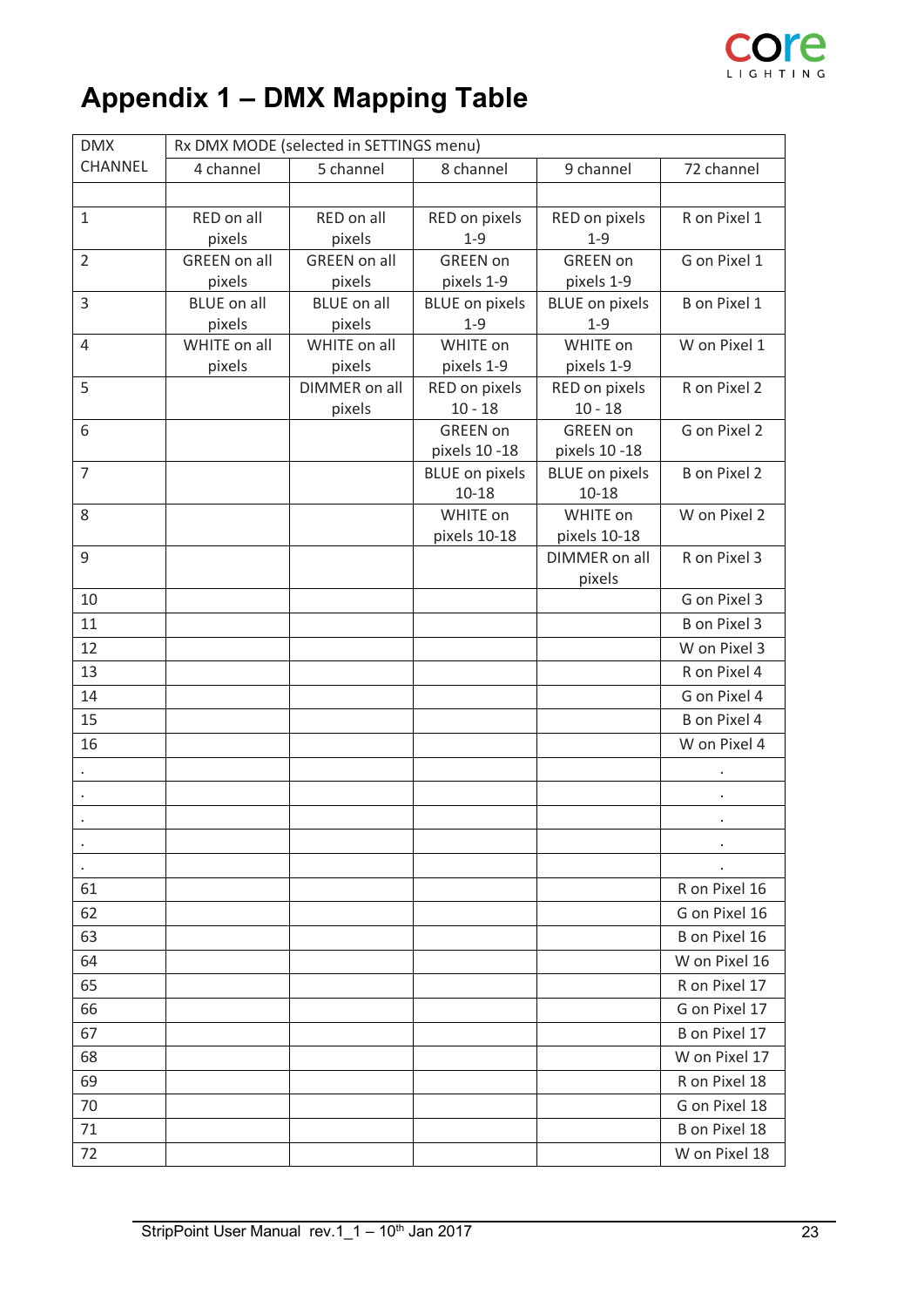# Appendix 1 – DMX Mapping Table

| DMX CHANNEL | Rx DMX MODE (selected in SETTINGS menu) | | | | |
|---|---|---|---|---|---|
| | 4 channel | 5 channel | 8 channel | 9 channel | 72 channel |
| | | | | | |
| 1 | RED on all pixels | RED on all pixels | RED on pixels 1-9 | RED on pixels 1-9 | R on Pixel 1 |
| 2 | GREEN on all pixels | GREEN on all pixels | GREEN on pixels 1-9 | GREEN on pixels 1-9 | G on Pixel 1 |
| 3 | BLUE on all pixels | BLUE on all pixels | BLUE on pixels 1-9 | BLUE on pixels 1-9 | B on Pixel 1 |
| 4 | WHITE on all pixels | WHITE on all pixels | WHITE on pixels 1-9 | WHITE on pixels 1-9 | W on Pixel 1 |
| 5 | | DIMMER on all pixels | RED on pixels 10 - 18 | RED on pixels 10 - 18 | R on Pixel 2 |
| 6 | | | GREEN on pixels 10 -18 | GREEN on pixels 10 -18 | G on Pixel 2 |
| 7 | | | BLUE on pixels 10-18 | BLUE on pixels 10-18 | B on Pixel 2 |
| 8 | | | WHITE on pixels 10-18 | WHITE on pixels 10-18 | W on Pixel 2 |
| 9 | | | | DIMMER on all pixels | R on Pixel 3 |
| 10 | | | | | G on Pixel 3 |
| 11 | | | | | B on Pixel 3 |
| 12 | | | | | W on Pixel 3 |
| 13 | | | | | R on Pixel 4 |
| 14 | | | | | G on Pixel 4 |
| 15 | | | | | B on Pixel 4 |
| 16 | | | | | W on Pixel 4 |
| . | | | | | . |
| . | | | | | . |
| . | | | | | . |
| . | | | | | . |
| . | | | | | . |
| 61 | | | | | R on Pixel 16 |
| 62 | | | | | G on Pixel 16 |
| 63 | | | | | B on Pixel 16 |
| 64 | | | | | W on Pixel 16 |
| 65 | | | | | R on Pixel 17 |
| 66 | | | | | G on Pixel 17 |
| 67 | | | | | B on Pixel 17 |
| 68 | | | | | W on Pixel 17 |
| 69 | | | | | R on Pixel 18 |
| 70 | | | | | G on Pixel 18 |
| 71 | | | | | B on Pixel 18 |
| 72 | | | | | W on Pixel 18 |